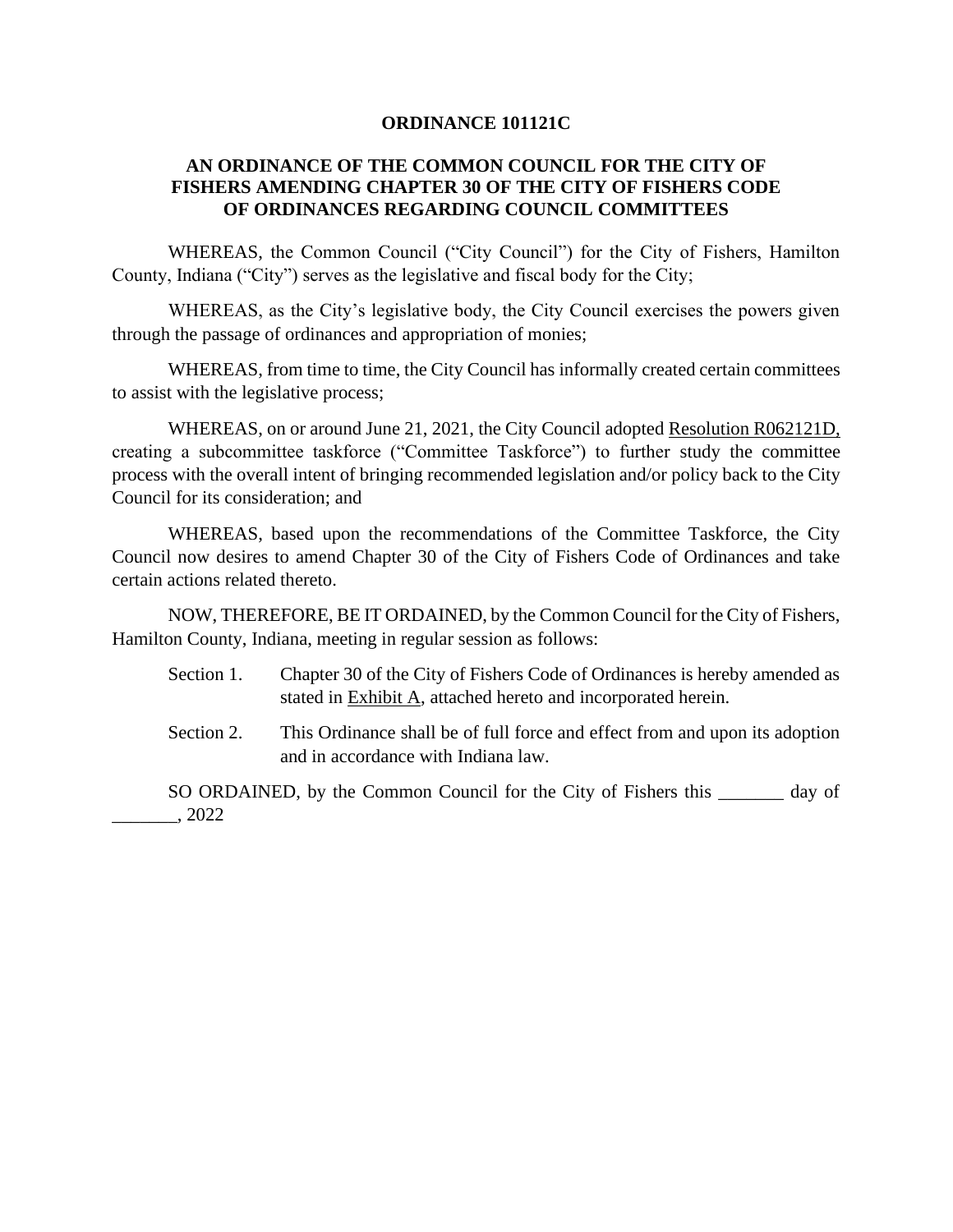# ORDINANCE 101121C

## AN ORDINANCE OF THE COMMON COUNCIL FOR THE CITY OF FISHERS AMENDING CHAPTER 30 OF THE CITY OF FISHERS CODE OF ORDINANCES REGARDING COUNCIL COMMITTEES

WHEREAS, the Common Council ("City Council") for the City of Fishers, Hamilton County, Indiana ("City") serves as the legislative and fiscal body for the City;

WHEREAS, as the City's legislative body, the City Council exercises the powers given through the passage of ordinances and appropriation of monies;

WHEREAS, from time to time, the City Council has informally created certain committees to assist with the legislative process;

WHEREAS, on or around June 21, 2021, the City Council adopted Resolution R062121D, creating a subcommittee taskforce ("Committee Taskforce") to further study the committee process with the overall intent of bringing recommended legislation and/or policy back to the City Council for its consideration; and

WHEREAS, based upon the recommendations of the Committee Taskforce, the City Council now desires to amend Chapter 30 of the City of Fishers Code of Ordinances and take certain actions related thereto.

NOW, THEREFORE, BE IT ORDAINED, by the Common Council for the City of Fishers, Hamilton County, Indiana, meeting in regular session as follows:

Section 1. Chapter 30 of the City of Fishers Code of Ordinances is hereby amended as stated in Exhibit A, attached hereto and incorporated herein.

Section 2. This Ordinance shall be of full force and effect from and upon its adoption and in accordance with Indiana law.

SO ORDAINED, by the Common Council for the City of Fishers this _______ day of _______, 2022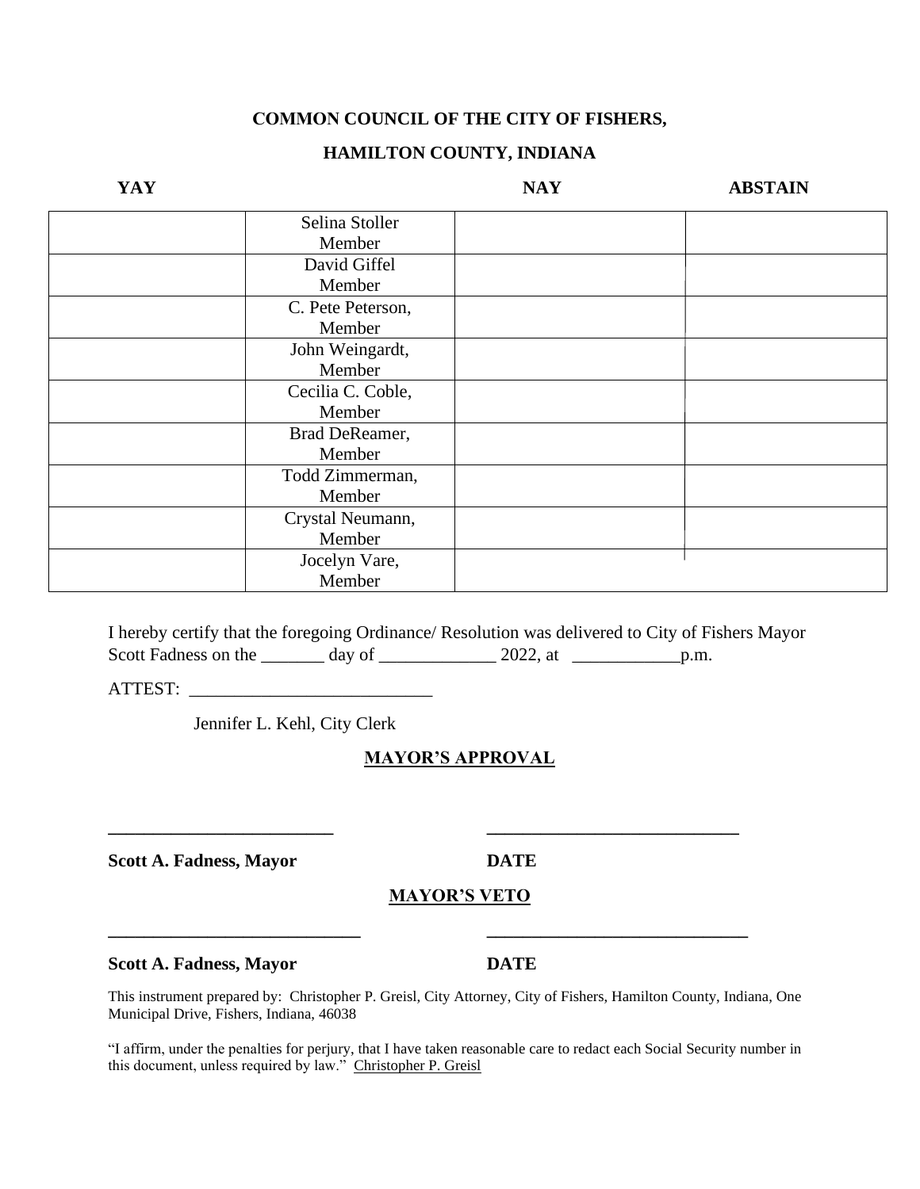**COMMON COUNCIL OF THE CITY OF FISHERS,**

**HAMILTON COUNTY, INDIANA**

| YAY | | NAY | ABSTAIN |
|---|---|---|---|
| | Selina Stoller Member | | |
| | David Giffel Member | | |
| | C. Pete Peterson, Member | | |
| | John Weingardt, Member | | |
| | Cecilia C. Coble, Member | | |
| | Brad DeReamer, Member | | |
| | Todd Zimmerman, Member | | |
| | Crystal Neumann, Member | | |
| | Jocelyn Vare, Member | | |

I hereby certify that the foregoing Ordinance/ Resolution was delivered to City of Fishers Mayor Scott Fadness on the _______ day of _____________ 2022, at ____________p.m.

ATTEST: ___________________________

Jennifer L. Kehl, City Clerk

**MAYOR'S APPROVAL**

_________________________ ____________________________

**Scott A. Fadness, Mayor** **DATE**

**MAYOR'S VETO**

____________________________ _____________________________

**Scott A. Fadness, Mayor** **DATE**

This instrument prepared by: Christopher P. Greisl, City Attorney, City of Fishers, Hamilton County, Indiana, One Municipal Drive, Fishers, Indiana, 46038

"I affirm, under the penalties for perjury, that I have taken reasonable care to redact each Social Security number in this document, unless required by law." Christopher P. Greisl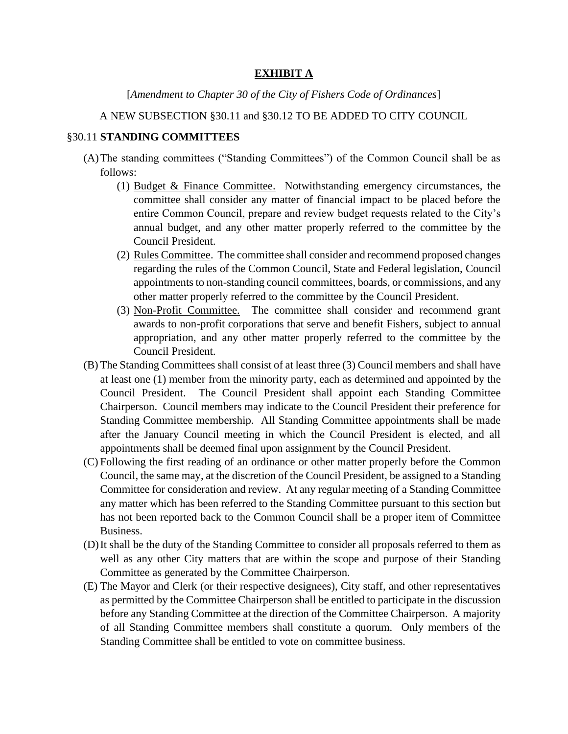## EXHIBIT A

[*Amendment to Chapter 30 of the City of Fishers Code of Ordinances*]

A NEW SUBSECTION §30.11 and §30.12 TO BE ADDED TO CITY COUNCIL

§30.11 **STANDING COMMITTEES**

(A) The standing committees ("Standing Committees") of the Common Council shall be as follows:

  (1) Budget & Finance Committee. Notwithstanding emergency circumstances, the committee shall consider any matter of financial impact to be placed before the entire Common Council, prepare and review budget requests related to the City's annual budget, and any other matter properly referred to the committee by the Council President.

  (2) Rules Committee. The committee shall consider and recommend proposed changes regarding the rules of the Common Council, State and Federal legislation, Council appointments to non-standing council committees, boards, or commissions, and any other matter properly referred to the committee by the Council President.

  (3) Non-Profit Committee. The committee shall consider and recommend grant awards to non-profit corporations that serve and benefit Fishers, subject to annual appropriation, and any other matter properly referred to the committee by the Council President.

(B) The Standing Committees shall consist of at least three (3) Council members and shall have at least one (1) member from the minority party, each as determined and appointed by the Council President. The Council President shall appoint each Standing Committee Chairperson. Council members may indicate to the Council President their preference for Standing Committee membership. All Standing Committee appointments shall be made after the January Council meeting in which the Council President is elected, and all appointments shall be deemed final upon assignment by the Council President.

(C) Following the first reading of an ordinance or other matter properly before the Common Council, the same may, at the discretion of the Council President, be assigned to a Standing Committee for consideration and review. At any regular meeting of a Standing Committee any matter which has been referred to the Standing Committee pursuant to this section but has not been reported back to the Common Council shall be a proper item of Committee Business.

(D) It shall be the duty of the Standing Committee to consider all proposals referred to them as well as any other City matters that are within the scope and purpose of their Standing Committee as generated by the Committee Chairperson.

(E) The Mayor and Clerk (or their respective designees), City staff, and other representatives as permitted by the Committee Chairperson shall be entitled to participate in the discussion before any Standing Committee at the direction of the Committee Chairperson. A majority of all Standing Committee members shall constitute a quorum. Only members of the Standing Committee shall be entitled to vote on committee business.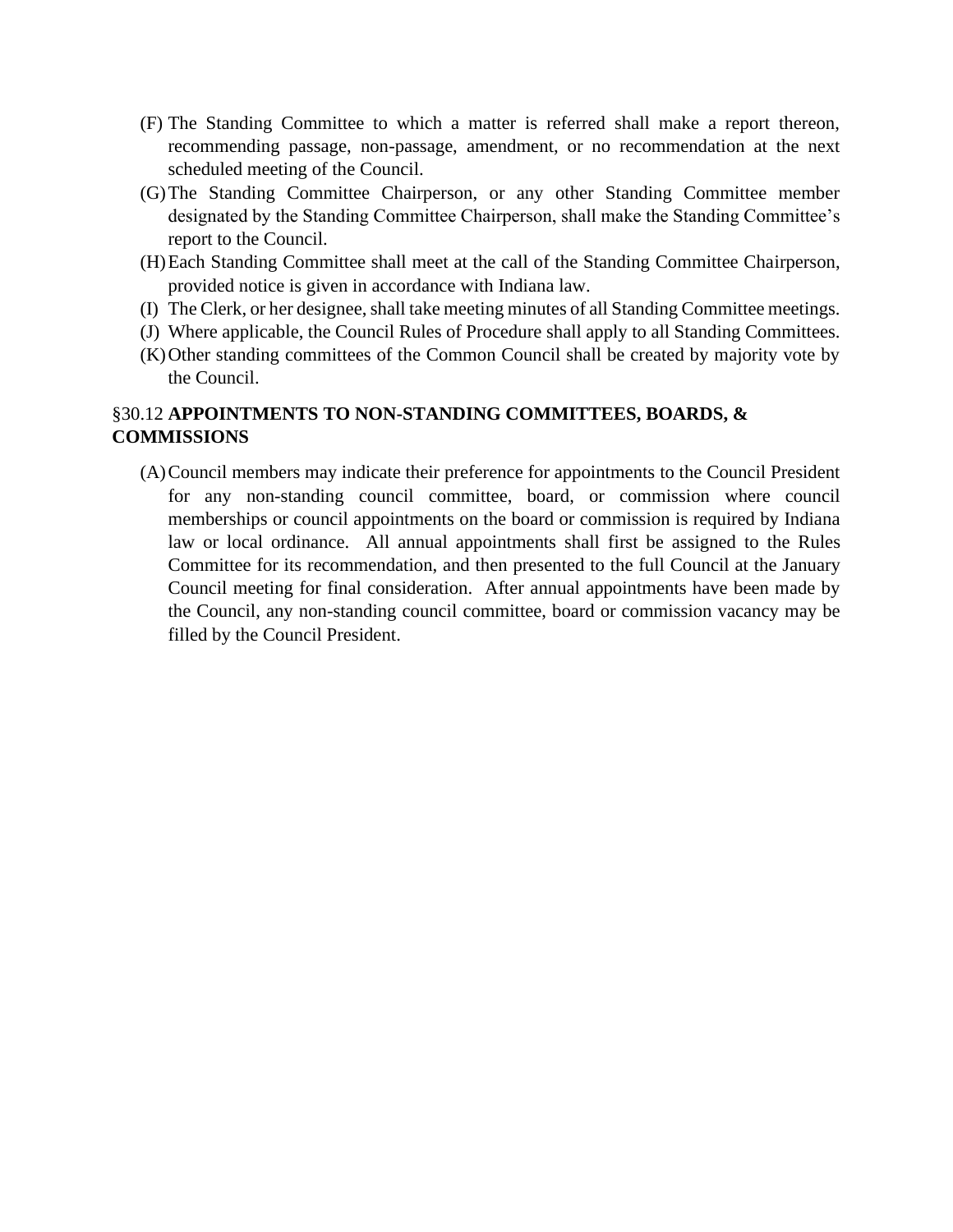(F) The Standing Committee to which a matter is referred shall make a report thereon, recommending passage, non-passage, amendment, or no recommendation at the next scheduled meeting of the Council.

(G) The Standing Committee Chairperson, or any other Standing Committee member designated by the Standing Committee Chairperson, shall make the Standing Committee's report to the Council.

(H) Each Standing Committee shall meet at the call of the Standing Committee Chairperson, provided notice is given in accordance with Indiana law.

(I) The Clerk, or her designee, shall take meeting minutes of all Standing Committee meetings.

(J) Where applicable, the Council Rules of Procedure shall apply to all Standing Committees.

(K) Other standing committees of the Common Council shall be created by majority vote by the Council.

§30.12 **APPOINTMENTS TO NON-STANDING COMMITTEES, BOARDS, & COMMISSIONS**

(A) Council members may indicate their preference for appointments to the Council President for any non-standing council committee, board, or commission where council memberships or council appointments on the board or commission is required by Indiana law or local ordinance. All annual appointments shall first be assigned to the Rules Committee for its recommendation, and then presented to the full Council at the January Council meeting for final consideration. After annual appointments have been made by the Council, any non-standing council committee, board or commission vacancy may be filled by the Council President.